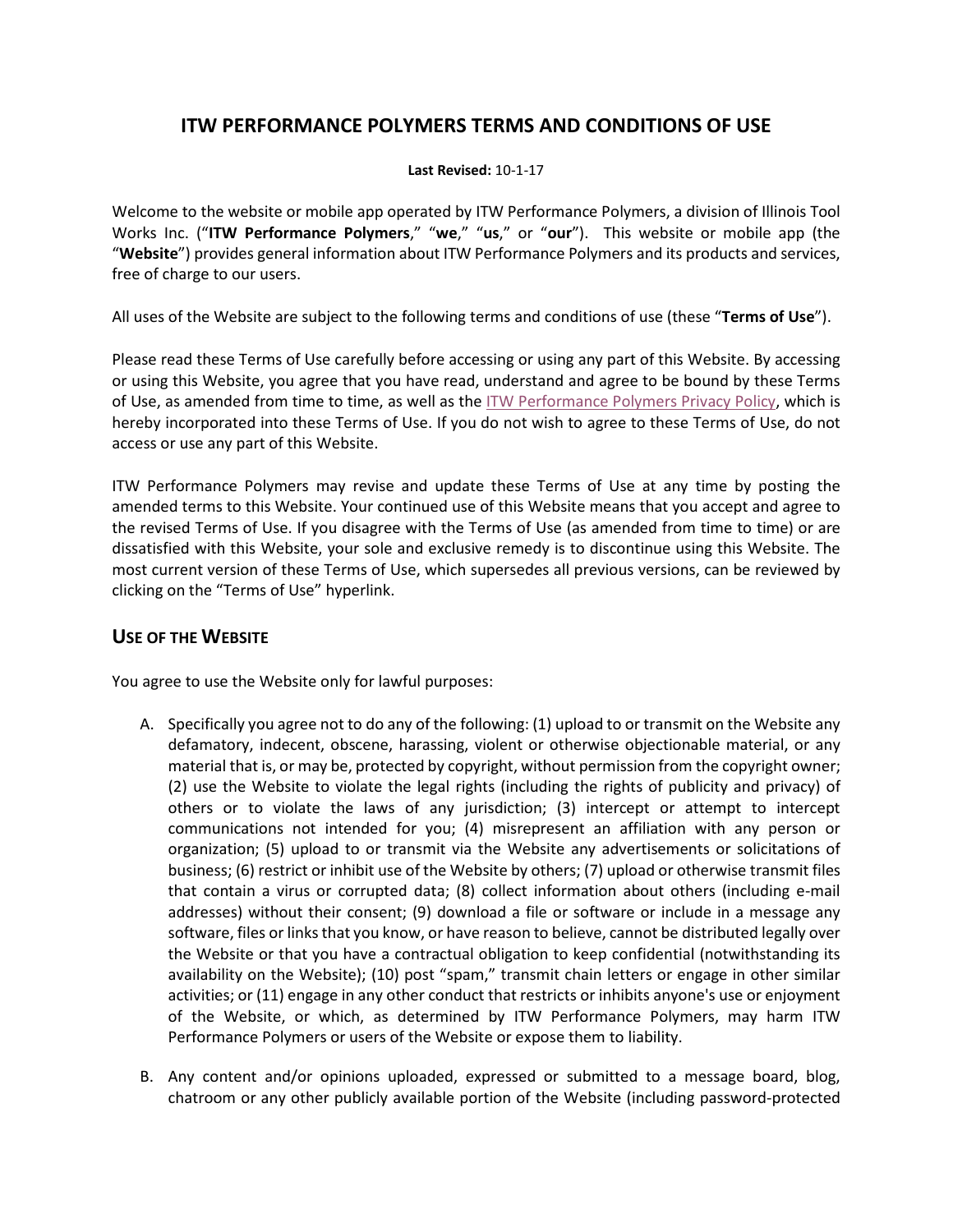# ITW PERFORMANCE POLYMERS TERMS AND CONDITIONS OF USE

**Last Revised:** 10-1-17

Welcome to the website or mobile app operated by ITW Performance Polymers, a division of Illinois Tool Works Inc. ("**ITW Performance Polymers**," "**we**," "**us**," or "**our**"). This website or mobile app (the "**Website**") provides general information about ITW Performance Polymers and its products and services, free of charge to our users.

All uses of the Website are subject to the following terms and conditions of use (these "**Terms of Use**").

Please read these Terms of Use carefully before accessing or using any part of this Website. By accessing or using this Website, you agree that you have read, understand and agree to be bound by these Terms of Use, as amended from time to time, as well as the ITW Performance Polymers Privacy Policy, which is hereby incorporated into these Terms of Use. If you do not wish to agree to these Terms of Use, do not access or use any part of this Website.

ITW Performance Polymers may revise and update these Terms of Use at any time by posting the amended terms to this Website. Your continued use of this Website means that you accept and agree to the revised Terms of Use. If you disagree with the Terms of Use (as amended from time to time) or are dissatisfied with this Website, your sole and exclusive remedy is to discontinue using this Website. The most current version of these Terms of Use, which supersedes all previous versions, can be reviewed by clicking on the "Terms of Use" hyperlink.

## USE OF THE WEBSITE

You agree to use the Website only for lawful purposes:

A. Specifically you agree not to do any of the following: (1) upload to or transmit on the Website any defamatory, indecent, obscene, harassing, violent or otherwise objectionable material, or any material that is, or may be, protected by copyright, without permission from the copyright owner; (2) use the Website to violate the legal rights (including the rights of publicity and privacy) of others or to violate the laws of any jurisdiction; (3) intercept or attempt to intercept communications not intended for you; (4) misrepresent an affiliation with any person or organization; (5) upload to or transmit via the Website any advertisements or solicitations of business; (6) restrict or inhibit use of the Website by others; (7) upload or otherwise transmit files that contain a virus or corrupted data; (8) collect information about others (including e-mail addresses) without their consent; (9) download a file or software or include in a message any software, files or links that you know, or have reason to believe, cannot be distributed legally over the Website or that you have a contractual obligation to keep confidential (notwithstanding its availability on the Website); (10) post "spam," transmit chain letters or engage in other similar activities; or (11) engage in any other conduct that restricts or inhibits anyone's use or enjoyment of the Website, or which, as determined by ITW Performance Polymers, may harm ITW Performance Polymers or users of the Website or expose them to liability.

B. Any content and/or opinions uploaded, expressed or submitted to a message board, blog, chatroom or any other publicly available portion of the Website (including password-protected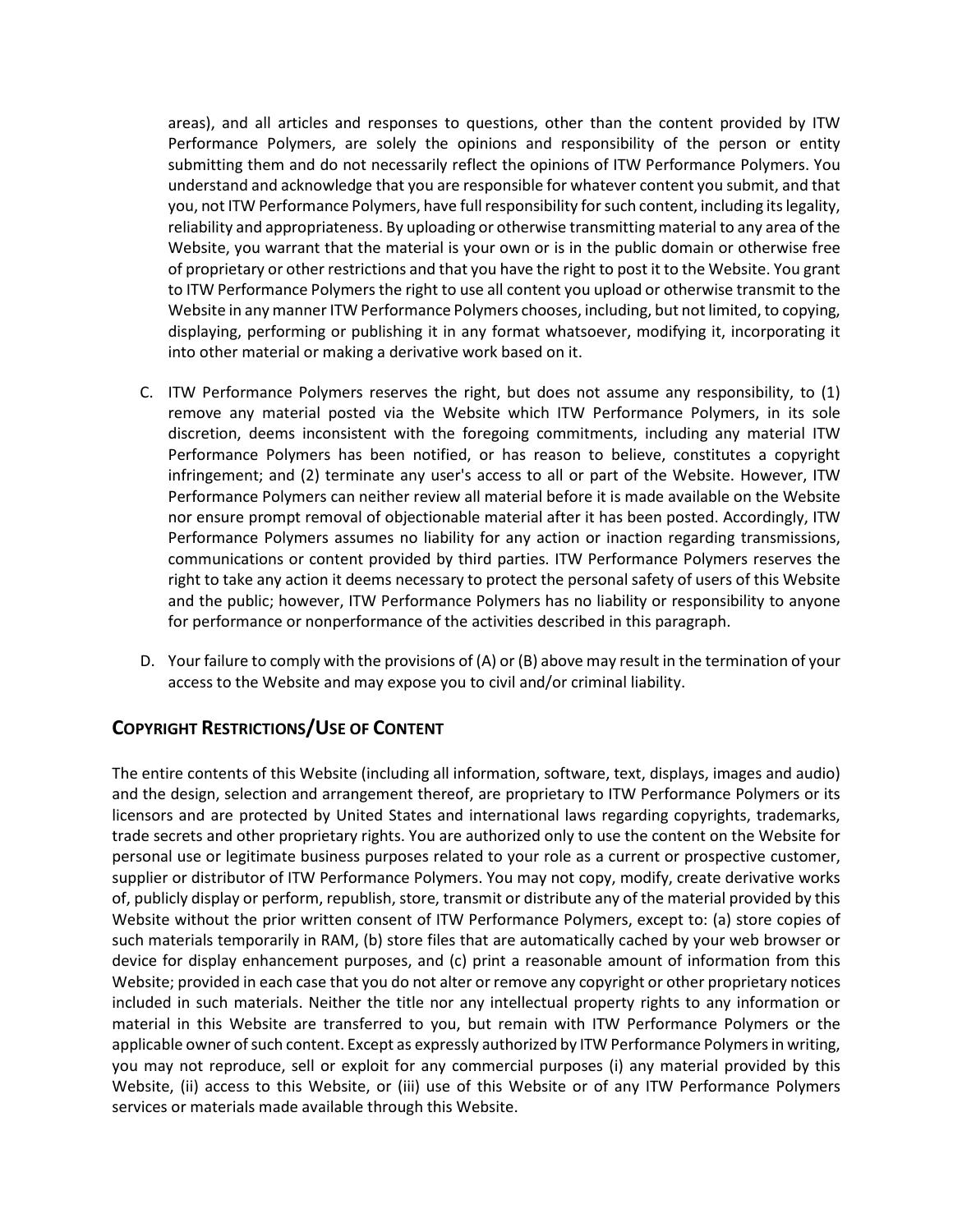areas), and all articles and responses to questions, other than the content provided by ITW Performance Polymers, are solely the opinions and responsibility of the person or entity submitting them and do not necessarily reflect the opinions of ITW Performance Polymers. You understand and acknowledge that you are responsible for whatever content you submit, and that you, not ITW Performance Polymers, have full responsibility for such content, including its legality, reliability and appropriateness. By uploading or otherwise transmitting material to any area of the Website, you warrant that the material is your own or is in the public domain or otherwise free of proprietary or other restrictions and that you have the right to post it to the Website. You grant to ITW Performance Polymers the right to use all content you upload or otherwise transmit to the Website in any manner ITW Performance Polymers chooses, including, but not limited, to copying, displaying, performing or publishing it in any format whatsoever, modifying it, incorporating it into other material or making a derivative work based on it.

C. ITW Performance Polymers reserves the right, but does not assume any responsibility, to (1) remove any material posted via the Website which ITW Performance Polymers, in its sole discretion, deems inconsistent with the foregoing commitments, including any material ITW Performance Polymers has been notified, or has reason to believe, constitutes a copyright infringement; and (2) terminate any user's access to all or part of the Website. However, ITW Performance Polymers can neither review all material before it is made available on the Website nor ensure prompt removal of objectionable material after it has been posted. Accordingly, ITW Performance Polymers assumes no liability for any action or inaction regarding transmissions, communications or content provided by third parties. ITW Performance Polymers reserves the right to take any action it deems necessary to protect the personal safety of users of this Website and the public; however, ITW Performance Polymers has no liability or responsibility to anyone for performance or nonperformance of the activities described in this paragraph.

D. Your failure to comply with the provisions of (A) or (B) above may result in the termination of your access to the Website and may expose you to civil and/or criminal liability.

## COPYRIGHT RESTRICTIONS/USE OF CONTENT

The entire contents of this Website (including all information, software, text, displays, images and audio) and the design, selection and arrangement thereof, are proprietary to ITW Performance Polymers or its licensors and are protected by United States and international laws regarding copyrights, trademarks, trade secrets and other proprietary rights. You are authorized only to use the content on the Website for personal use or legitimate business purposes related to your role as a current or prospective customer, supplier or distributor of ITW Performance Polymers. You may not copy, modify, create derivative works of, publicly display or perform, republish, store, transmit or distribute any of the material provided by this Website without the prior written consent of ITW Performance Polymers, except to: (a) store copies of such materials temporarily in RAM, (b) store files that are automatically cached by your web browser or device for display enhancement purposes, and (c) print a reasonable amount of information from this Website; provided in each case that you do not alter or remove any copyright or other proprietary notices included in such materials. Neither the title nor any intellectual property rights to any information or material in this Website are transferred to you, but remain with ITW Performance Polymers or the applicable owner of such content. Except as expressly authorized by ITW Performance Polymers in writing, you may not reproduce, sell or exploit for any commercial purposes (i) any material provided by this Website, (ii) access to this Website, or (iii) use of this Website or of any ITW Performance Polymers services or materials made available through this Website.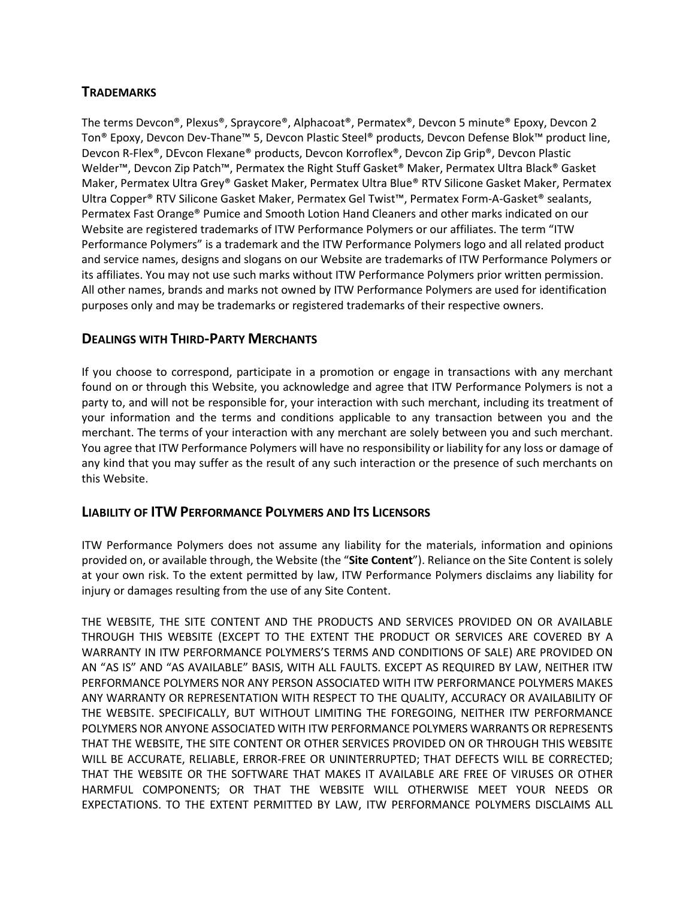## TRADEMARKS

The terms Devcon®, Plexus®, Spraycore®, Alphacoat®, Permatex®, Devcon 5 minute® Epoxy, Devcon 2 Ton® Epoxy, Devcon Dev-Thane™ 5, Devcon Plastic Steel® products, Devcon Defense Blok™ product line, Devcon R-Flex®, DEvcon Flexane® products, Devcon Korroflex®, Devcon Zip Grip®, Devcon Plastic Welder™, Devcon Zip Patch™, Permatex the Right Stuff Gasket® Maker, Permatex Ultra Black® Gasket Maker, Permatex Ultra Grey® Gasket Maker, Permatex Ultra Blue® RTV Silicone Gasket Maker, Permatex Ultra Copper® RTV Silicone Gasket Maker, Permatex Gel Twist™, Permatex Form-A-Gasket® sealants, Permatex Fast Orange® Pumice and Smooth Lotion Hand Cleaners and other marks indicated on our Website are registered trademarks of ITW Performance Polymers or our affiliates. The term "ITW Performance Polymers" is a trademark and the ITW Performance Polymers logo and all related product and service names, designs and slogans on our Website are trademarks of ITW Performance Polymers or its affiliates. You may not use such marks without ITW Performance Polymers prior written permission. All other names, brands and marks not owned by ITW Performance Polymers are used for identification purposes only and may be trademarks or registered trademarks of their respective owners.

## DEALINGS WITH THIRD-PARTY MERCHANTS

If you choose to correspond, participate in a promotion or engage in transactions with any merchant found on or through this Website, you acknowledge and agree that ITW Performance Polymers is not a party to, and will not be responsible for, your interaction with such merchant, including its treatment of your information and the terms and conditions applicable to any transaction between you and the merchant. The terms of your interaction with any merchant are solely between you and such merchant. You agree that ITW Performance Polymers will have no responsibility or liability for any loss or damage of any kind that you may suffer as the result of any such interaction or the presence of such merchants on this Website.

## LIABILITY OF ITW PERFORMANCE POLYMERS AND ITS LICENSORS

ITW Performance Polymers does not assume any liability for the materials, information and opinions provided on, or available through, the Website (the "**Site Content**"). Reliance on the Site Content is solely at your own risk. To the extent permitted by law, ITW Performance Polymers disclaims any liability for injury or damages resulting from the use of any Site Content.

THE WEBSITE, THE SITE CONTENT AND THE PRODUCTS AND SERVICES PROVIDED ON OR AVAILABLE THROUGH THIS WEBSITE (EXCEPT TO THE EXTENT THE PRODUCT OR SERVICES ARE COVERED BY A WARRANTY IN ITW PERFORMANCE POLYMERS'S TERMS AND CONDITIONS OF SALE) ARE PROVIDED ON AN "AS IS" AND "AS AVAILABLE" BASIS, WITH ALL FAULTS. EXCEPT AS REQUIRED BY LAW, NEITHER ITW PERFORMANCE POLYMERS NOR ANY PERSON ASSOCIATED WITH ITW PERFORMANCE POLYMERS MAKES ANY WARRANTY OR REPRESENTATION WITH RESPECT TO THE QUALITY, ACCURACY OR AVAILABILITY OF THE WEBSITE. SPECIFICALLY, BUT WITHOUT LIMITING THE FOREGOING, NEITHER ITW PERFORMANCE POLYMERS NOR ANYONE ASSOCIATED WITH ITW PERFORMANCE POLYMERS WARRANTS OR REPRESENTS THAT THE WEBSITE, THE SITE CONTENT OR OTHER SERVICES PROVIDED ON OR THROUGH THIS WEBSITE WILL BE ACCURATE, RELIABLE, ERROR-FREE OR UNINTERRUPTED; THAT DEFECTS WILL BE CORRECTED; THAT THE WEBSITE OR THE SOFTWARE THAT MAKES IT AVAILABLE ARE FREE OF VIRUSES OR OTHER HARMFUL COMPONENTS; OR THAT THE WEBSITE WILL OTHERWISE MEET YOUR NEEDS OR EXPECTATIONS. TO THE EXTENT PERMITTED BY LAW, ITW PERFORMANCE POLYMERS DISCLAIMS ALL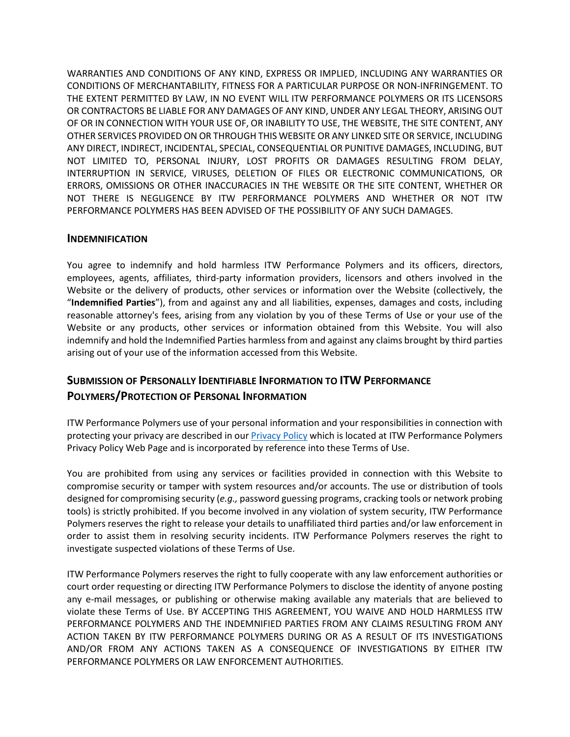WARRANTIES AND CONDITIONS OF ANY KIND, EXPRESS OR IMPLIED, INCLUDING ANY WARRANTIES OR CONDITIONS OF MERCHANTABILITY, FITNESS FOR A PARTICULAR PURPOSE OR NON-INFRINGEMENT. TO THE EXTENT PERMITTED BY LAW, IN NO EVENT WILL ITW PERFORMANCE POLYMERS OR ITS LICENSORS OR CONTRACTORS BE LIABLE FOR ANY DAMAGES OF ANY KIND, UNDER ANY LEGAL THEORY, ARISING OUT OF OR IN CONNECTION WITH YOUR USE OF, OR INABILITY TO USE, THE WEBSITE, THE SITE CONTENT, ANY OTHER SERVICES PROVIDED ON OR THROUGH THIS WEBSITE OR ANY LINKED SITE OR SERVICE, INCLUDING ANY DIRECT, INDIRECT, INCIDENTAL, SPECIAL, CONSEQUENTIAL OR PUNITIVE DAMAGES, INCLUDING, BUT NOT LIMITED TO, PERSONAL INJURY, LOST PROFITS OR DAMAGES RESULTING FROM DELAY, INTERRUPTION IN SERVICE, VIRUSES, DELETION OF FILES OR ELECTRONIC COMMUNICATIONS, OR ERRORS, OMISSIONS OR OTHER INACCURACIES IN THE WEBSITE OR THE SITE CONTENT, WHETHER OR NOT THERE IS NEGLIGENCE BY ITW PERFORMANCE POLYMERS AND WHETHER OR NOT ITW PERFORMANCE POLYMERS HAS BEEN ADVISED OF THE POSSIBILITY OF ANY SUCH DAMAGES.

### Indemnification

You agree to indemnify and hold harmless ITW Performance Polymers and its officers, directors, employees, agents, affiliates, third-party information providers, licensors and others involved in the Website or the delivery of products, other services or information over the Website (collectively, the "**Indemnified Parties**"), from and against any and all liabilities, expenses, damages and costs, including reasonable attorney's fees, arising from any violation by you of these Terms of Use or your use of the Website or any products, other services or information obtained from this Website. You will also indemnify and hold the Indemnified Parties harmless from and against any claims brought by third parties arising out of your use of the information accessed from this Website.

## Submission of Personally Identifiable Information to ITW Performance Polymers/Protection of Personal Information

ITW Performance Polymers use of your personal information and your responsibilities in connection with protecting your privacy are described in our Privacy Policy which is located at ITW Performance Polymers Privacy Policy Web Page and is incorporated by reference into these Terms of Use.

You are prohibited from using any services or facilities provided in connection with this Website to compromise security or tamper with system resources and/or accounts. The use or distribution of tools designed for compromising security (*e.g.,* password guessing programs, cracking tools or network probing tools) is strictly prohibited. If you become involved in any violation of system security, ITW Performance Polymers reserves the right to release your details to unaffiliated third parties and/or law enforcement in order to assist them in resolving security incidents. ITW Performance Polymers reserves the right to investigate suspected violations of these Terms of Use.

ITW Performance Polymers reserves the right to fully cooperate with any law enforcement authorities or court order requesting or directing ITW Performance Polymers to disclose the identity of anyone posting any e-mail messages, or publishing or otherwise making available any materials that are believed to violate these Terms of Use. BY ACCEPTING THIS AGREEMENT, YOU WAIVE AND HOLD HARMLESS ITW PERFORMANCE POLYMERS AND THE INDEMNIFIED PARTIES FROM ANY CLAIMS RESULTING FROM ANY ACTION TAKEN BY ITW PERFORMANCE POLYMERS DURING OR AS A RESULT OF ITS INVESTIGATIONS AND/OR FROM ANY ACTIONS TAKEN AS A CONSEQUENCE OF INVESTIGATIONS BY EITHER ITW PERFORMANCE POLYMERS OR LAW ENFORCEMENT AUTHORITIES.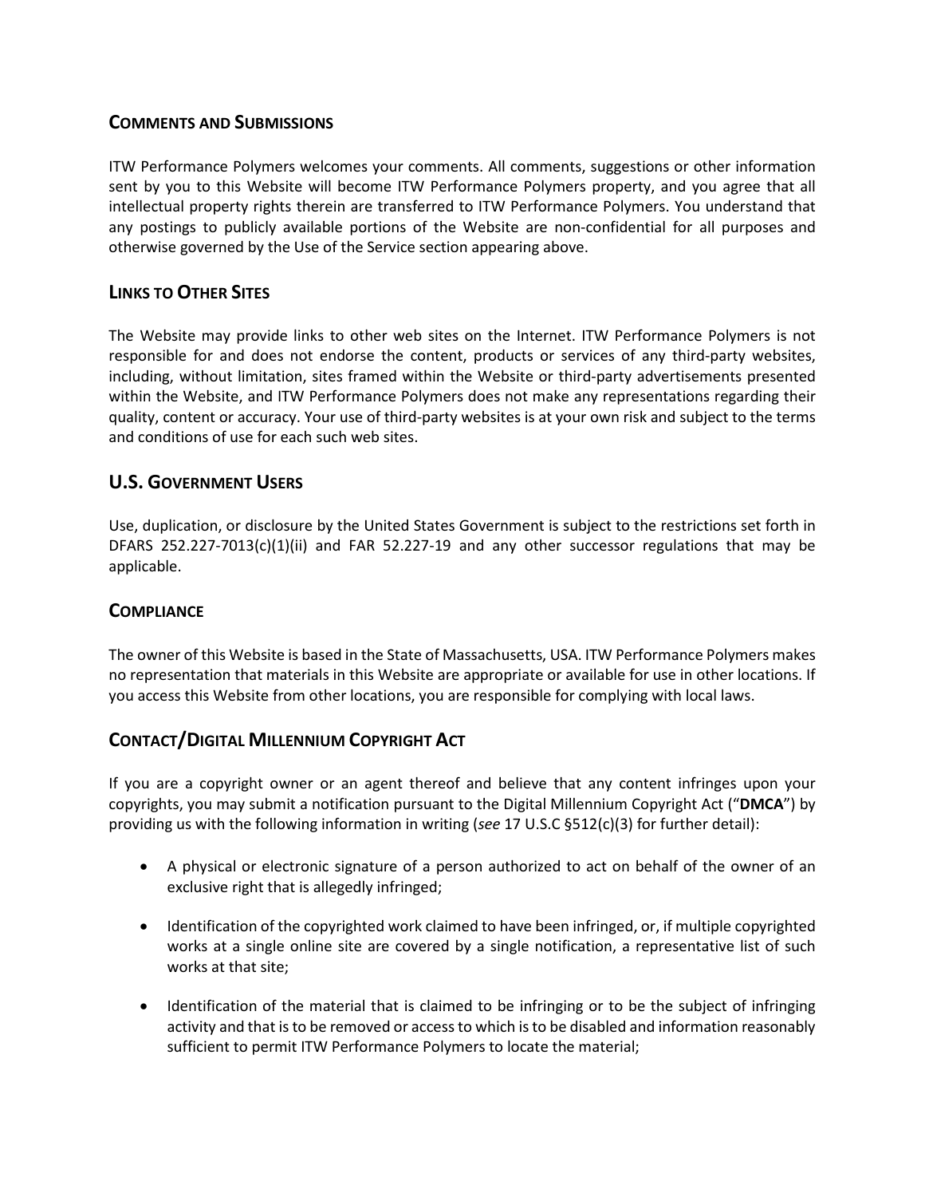## Comments and Submissions

ITW Performance Polymers welcomes your comments. All comments, suggestions or other information sent by you to this Website will become ITW Performance Polymers property, and you agree that all intellectual property rights therein are transferred to ITW Performance Polymers. You understand that any postings to publicly available portions of the Website are non-confidential for all purposes and otherwise governed by the Use of the Service section appearing above.

## Links to Other Sites

The Website may provide links to other web sites on the Internet. ITW Performance Polymers is not responsible for and does not endorse the content, products or services of any third-party websites, including, without limitation, sites framed within the Website or third-party advertisements presented within the Website, and ITW Performance Polymers does not make any representations regarding their quality, content or accuracy. Your use of third-party websites is at your own risk and subject to the terms and conditions of use for each such web sites.

## U.S. Government Users

Use, duplication, or disclosure by the United States Government is subject to the restrictions set forth in DFARS 252.227-7013(c)(1)(ii) and FAR 52.227-19 and any other successor regulations that may be applicable.

## Compliance

The owner of this Website is based in the State of Massachusetts, USA. ITW Performance Polymers makes no representation that materials in this Website are appropriate or available for use in other locations. If you access this Website from other locations, you are responsible for complying with local laws.

## Contact/Digital Millennium Copyright Act

If you are a copyright owner or an agent thereof and believe that any content infringes upon your copyrights, you may submit a notification pursuant to the Digital Millennium Copyright Act ("**DMCA**") by providing us with the following information in writing (*see* 17 U.S.C §512(c)(3) for further detail):

- A physical or electronic signature of a person authorized to act on behalf of the owner of an exclusive right that is allegedly infringed;
- Identification of the copyrighted work claimed to have been infringed, or, if multiple copyrighted works at a single online site are covered by a single notification, a representative list of such works at that site;
- Identification of the material that is claimed to be infringing or to be the subject of infringing activity and that is to be removed or access to which is to be disabled and information reasonably sufficient to permit ITW Performance Polymers to locate the material;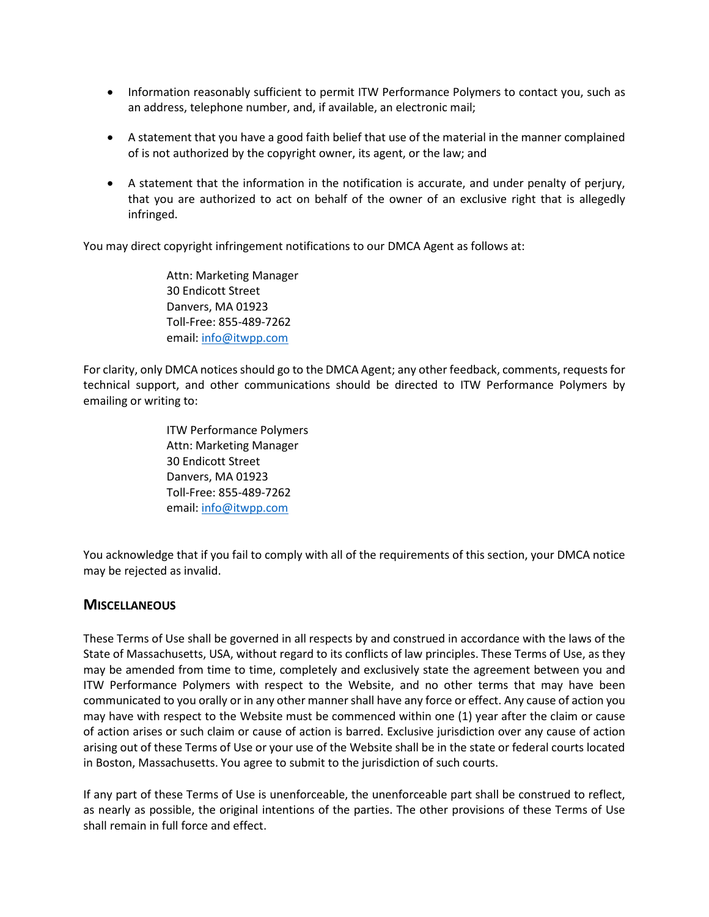- Information reasonably sufficient to permit ITW Performance Polymers to contact you, such as an address, telephone number, and, if available, an electronic mail;
- A statement that you have a good faith belief that use of the material in the manner complained of is not authorized by the copyright owner, its agent, or the law; and
- A statement that the information in the notification is accurate, and under penalty of perjury, that you are authorized to act on behalf of the owner of an exclusive right that is allegedly infringed.

You may direct copyright infringement notifications to our DMCA Agent as follows at:

Attn: Marketing Manager
30 Endicott Street
Danvers, MA 01923
Toll-Free: 855-489-7262
email: info@itwpp.com

For clarity, only DMCA notices should go to the DMCA Agent; any other feedback, comments, requests for technical support, and other communications should be directed to ITW Performance Polymers by emailing or writing to:

ITW Performance Polymers
Attn: Marketing Manager
30 Endicott Street
Danvers, MA 01923
Toll-Free: 855-489-7262
email: info@itwpp.com

You acknowledge that if you fail to comply with all of the requirements of this section, your DMCA notice may be rejected as invalid.

## Miscellaneous

These Terms of Use shall be governed in all respects by and construed in accordance with the laws of the State of Massachusetts, USA, without regard to its conflicts of law principles. These Terms of Use, as they may be amended from time to time, completely and exclusively state the agreement between you and ITW Performance Polymers with respect to the Website, and no other terms that may have been communicated to you orally or in any other manner shall have any force or effect. Any cause of action you may have with respect to the Website must be commenced within one (1) year after the claim or cause of action arises or such claim or cause of action is barred. Exclusive jurisdiction over any cause of action arising out of these Terms of Use or your use of the Website shall be in the state or federal courts located in Boston, Massachusetts. You agree to submit to the jurisdiction of such courts.

If any part of these Terms of Use is unenforceable, the unenforceable part shall be construed to reflect, as nearly as possible, the original intentions of the parties. The other provisions of these Terms of Use shall remain in full force and effect.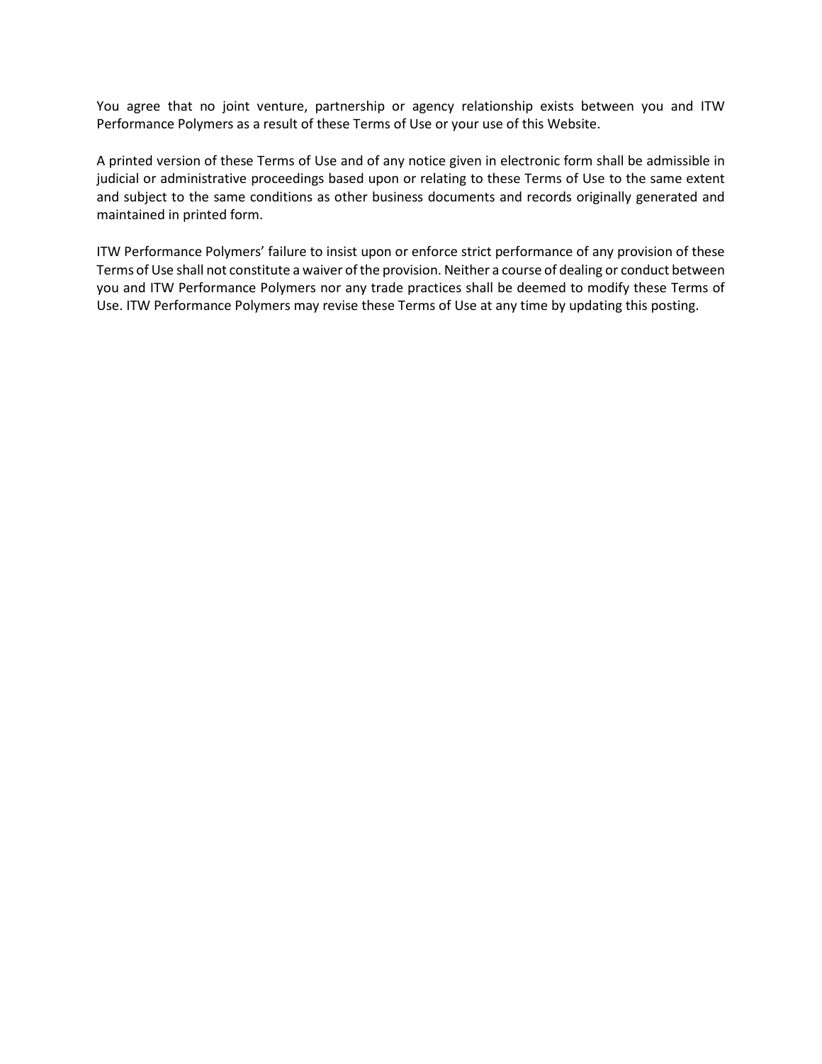You agree that no joint venture, partnership or agency relationship exists between you and ITW Performance Polymers as a result of these Terms of Use or your use of this Website.

A printed version of these Terms of Use and of any notice given in electronic form shall be admissible in judicial or administrative proceedings based upon or relating to these Terms of Use to the same extent and subject to the same conditions as other business documents and records originally generated and maintained in printed form.

ITW Performance Polymers' failure to insist upon or enforce strict performance of any provision of these Terms of Use shall not constitute a waiver of the provision. Neither a course of dealing or conduct between you and ITW Performance Polymers nor any trade practices shall be deemed to modify these Terms of Use. ITW Performance Polymers may revise these Terms of Use at any time by updating this posting.